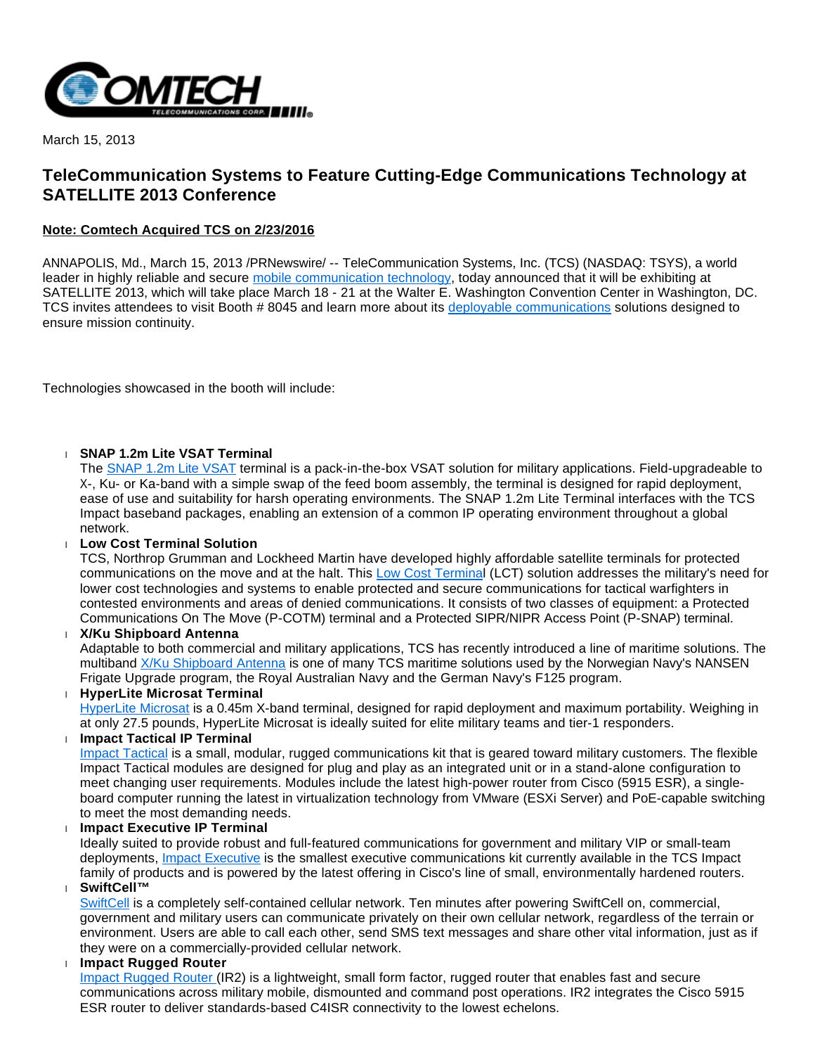March 15, 2013

# TeleCommunication Systems to Feature Cutting-Edge Communications Technology at SATELLITE 2013 Conference

**Note: Comtech Acquired TCS on 2/23/2016**

ANNAPOLIS, Md., March 15, 2013 /PRNewswire/ -- TeleCommunication Systems, Inc. (TCS) (NASDAQ: TSYS), a world leader in highly reliable and secure mobile communication technology, today announced that it will be exhibiting at SATELLITE 2013, which will take place March 18 - 21 at the Walter E. Washington Convention Center in Washington, DC. TCS invites attendees to visit Booth # 8045 and learn more about its deployable communications solutions designed to ensure mission continuity.

Technologies showcased in the booth will include:

- **SNAP 1.2m Lite VSAT Terminal**
  The SNAP 1.2m Lite VSAT terminal is a pack-in-the-box VSAT solution for military applications. Field-upgradeable to X-, Ku- or Ka-band with a simple swap of the feed boom assembly, the terminal is designed for rapid deployment, ease of use and suitability for harsh operating environments. The SNAP 1.2m Lite Terminal interfaces with the TCS Impact baseband packages, enabling an extension of a common IP operating environment throughout a global network.
- **Low Cost Terminal Solution**
  TCS, Northrop Grumman and Lockheed Martin have developed highly affordable satellite terminals for protected communications on the move and at the halt. This Low Cost Terminal (LCT) solution addresses the military's need for lower cost technologies and systems to enable protected and secure communications for tactical warfighters in contested environments and areas of denied communications. It consists of two classes of equipment: a Protected Communications On The Move (P-COTM) terminal and a Protected SIPR/NIPR Access Point (P-SNAP) terminal.
- **X/Ku Shipboard Antenna**
  Adaptable to both commercial and military applications, TCS has recently introduced a line of maritime solutions. The multiband X/Ku Shipboard Antenna is one of many TCS maritime solutions used by the Norwegian Navy's NANSEN Frigate Upgrade program, the Royal Australian Navy and the German Navy's F125 program.
- **HyperLite Microsat Terminal**
  HyperLite Microsat is a 0.45m X-band terminal, designed for rapid deployment and maximum portability. Weighing in at only 27.5 pounds, HyperLite Microsat is ideally suited for elite military teams and tier-1 responders.
- **Impact Tactical IP Terminal**
  Impact Tactical is a small, modular, rugged communications kit that is geared toward military customers. The flexible Impact Tactical modules are designed for plug and play as an integrated unit or in a stand-alone configuration to meet changing user requirements. Modules include the latest high-power router from Cisco (5915 ESR), a single-board computer running the latest in virtualization technology from VMware (ESXi Server) and PoE-capable switching to meet the most demanding needs.
- **Impact Executive IP Terminal**
  Ideally suited to provide robust and full-featured communications for government and military VIP or small-team deployments, Impact Executive is the smallest executive communications kit currently available in the TCS Impact family of products and is powered by the latest offering in Cisco's line of small, environmentally hardened routers.
- **SwiftCell™**
  SwiftCell is a completely self-contained cellular network. Ten minutes after powering SwiftCell on, commercial, government and military users can communicate privately on their own cellular network, regardless of the terrain or environment. Users are able to call each other, send SMS text messages and share other vital information, just as if they were on a commercially-provided cellular network.
- **Impact Rugged Router**
  Impact Rugged Router (IR2) is a lightweight, small form factor, rugged router that enables fast and secure communications across military mobile, dismounted and command post operations. IR2 integrates the Cisco 5915 ESR router to deliver standards-based C4ISR connectivity to the lowest echelons.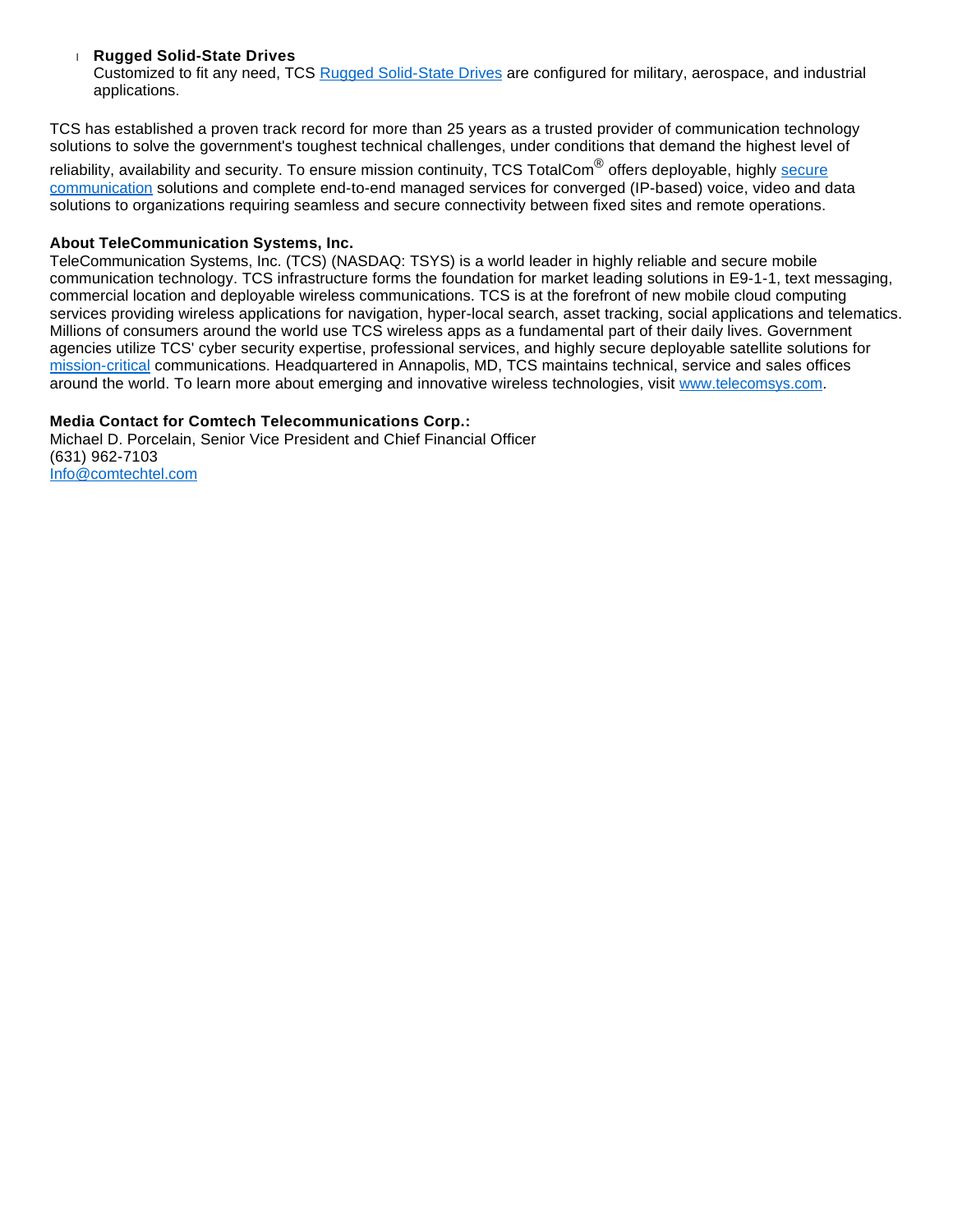- **Rugged Solid-State Drives**
  Customized to fit any need, TCS Rugged Solid-State Drives are configured for military, aerospace, and industrial applications.

TCS has established a proven track record for more than 25 years as a trusted provider of communication technology solutions to solve the government's toughest technical challenges, under conditions that demand the highest level of reliability, availability and security. To ensure mission continuity, TCS TotalCom® offers deployable, highly secure communication solutions and complete end-to-end managed services for converged (IP-based) voice, video and data solutions to organizations requiring seamless and secure connectivity between fixed sites and remote operations.

**About TeleCommunication Systems, Inc.**
TeleCommunication Systems, Inc. (TCS) (NASDAQ: TSYS) is a world leader in highly reliable and secure mobile communication technology. TCS infrastructure forms the foundation for market leading solutions in E9-1-1, text messaging, commercial location and deployable wireless communications. TCS is at the forefront of new mobile cloud computing services providing wireless applications for navigation, hyper-local search, asset tracking, social applications and telematics. Millions of consumers around the world use TCS wireless apps as a fundamental part of their daily lives. Government agencies utilize TCS' cyber security expertise, professional services, and highly secure deployable satellite solutions for mission-critical communications. Headquartered in Annapolis, MD, TCS maintains technical, service and sales offices around the world. To learn more about emerging and innovative wireless technologies, visit www.telecomsys.com.

**Media Contact for Comtech Telecommunications Corp.:**
Michael D. Porcelain, Senior Vice President and Chief Financial Officer
(631) 962-7103
Info@comtechtel.com